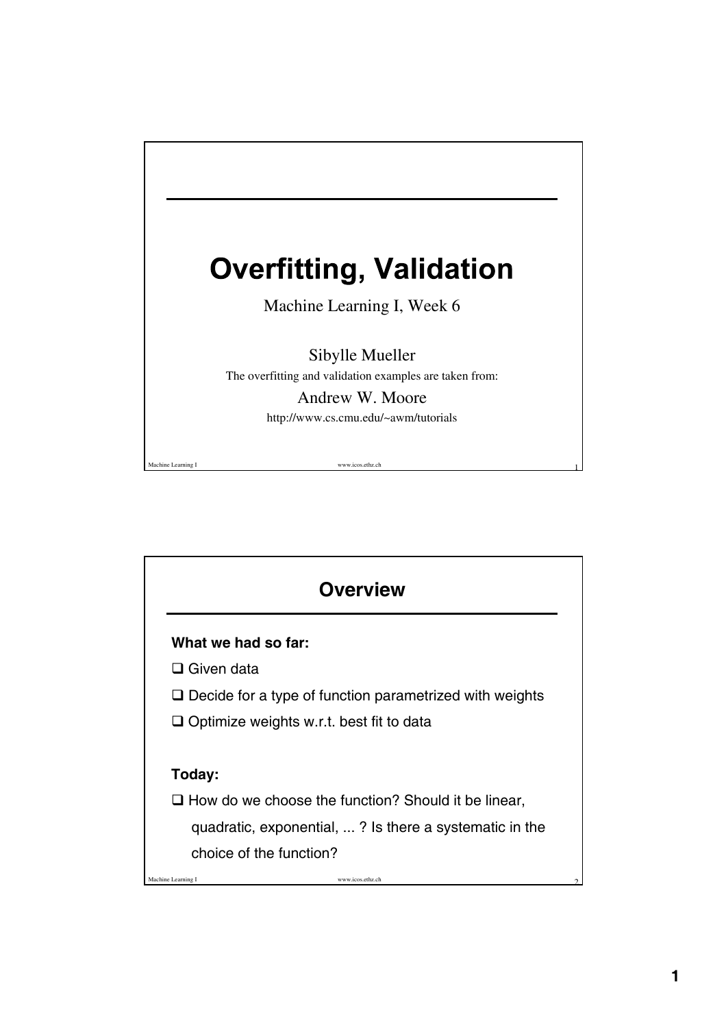# Overfitting, Validation

Machine Learning I, Week 6

Sibylle Mueller

The overfitting and validation examples are taken from:

Andrew W. Moore

http://www.cs.cmu.edu/~awm/tutorials

## Overview

**What we had so far:**

- ❑ Given data
- ❑ Decide for a type of function parametrized with weights
- ❑ Optimize weights w.r.t. best fit to data

**Today:**

- ❑ How do we choose the function? Should it be linear, quadratic, exponential, ... ? Is there a systematic in the choice of the function?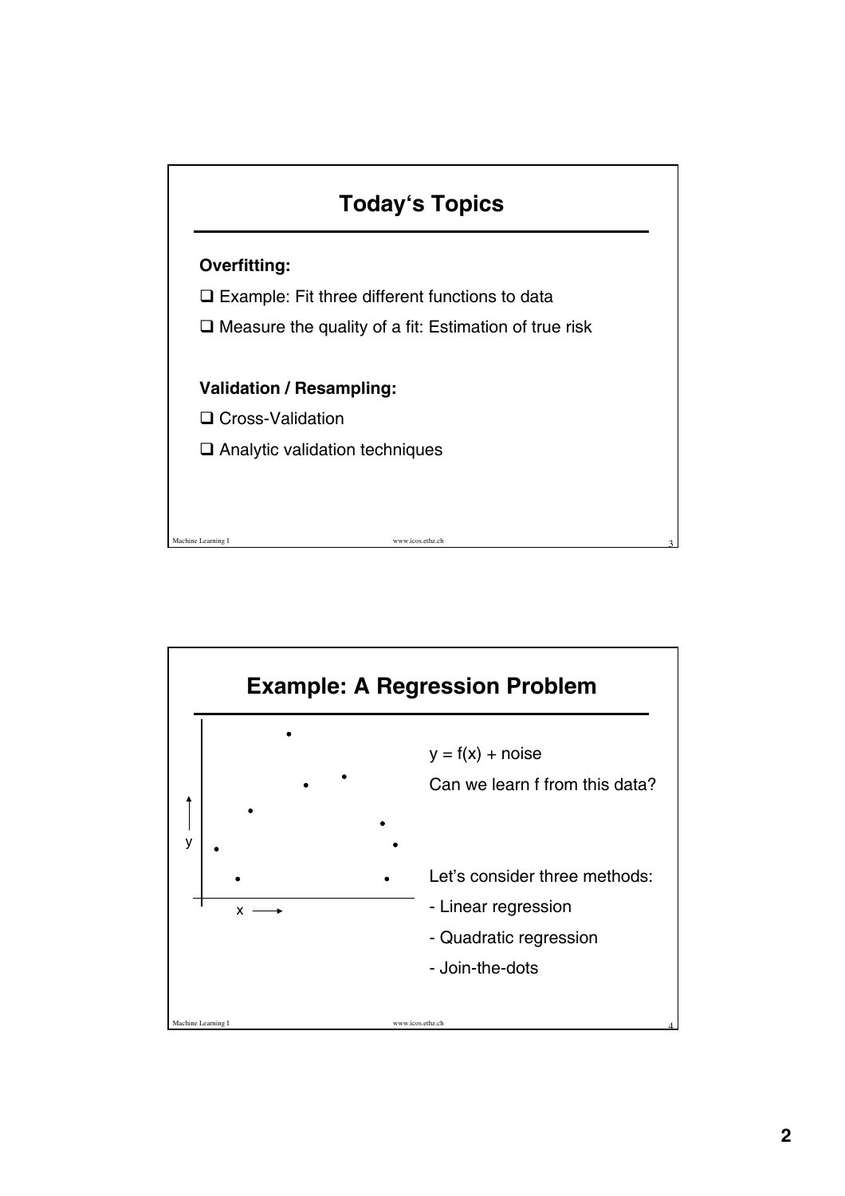# Today's Topics

**Overfitting:**

- ❑ Example: Fit three different functions to data
- ❑ Measure the quality of a fit: Estimation of true risk

**Validation / Resampling:**

- ❑ Cross-Validation
- ❑ Analytic validation techniques

# Example: A Regression Problem

y = f(x) + noise

Can we learn f from this data?

Let's consider three methods:

- Linear regression
- Quadratic regression
- Join-the-dots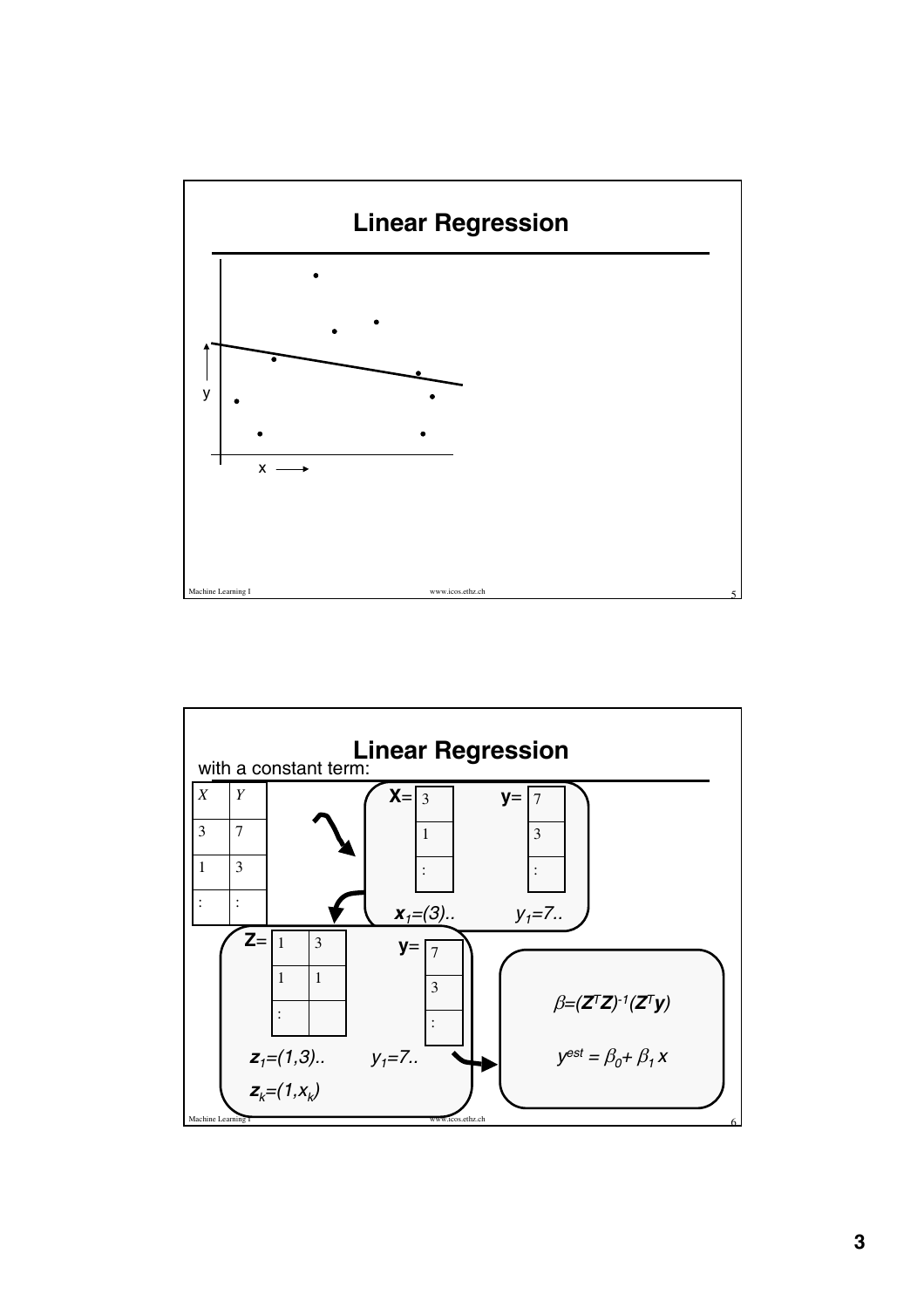# Linear Regression

y

x

# Linear Regression

with a constant term:

| $X$ | $Y$ |
|---|---|
| 3 | 7 |
| 1 | 3 |
| : | : |

**X**= 

| 3 |
|---|
| 1 |
| : |

**y**= 

| 7 |
|---|
| 3 |
| : |

$\boldsymbol{x}_1=(3)..$ $\quad y_1=7..$

**Z**= 

| 1 | 3 |
|---|---|
| 1 | 1 |
| : | |

**y**= 

| 7 |
|---|
| 3 |
| : |

$\boldsymbol{z}_1=(1,3)..$ $\quad y_1=7..$

$\boldsymbol{z}_k=(1,x_k)$

$$\beta=(\boldsymbol{Z}^T\boldsymbol{Z})^{-1}(\boldsymbol{Z}^T\boldsymbol{y})$$

$$y^{est} = \beta_0 + \beta_1 x$$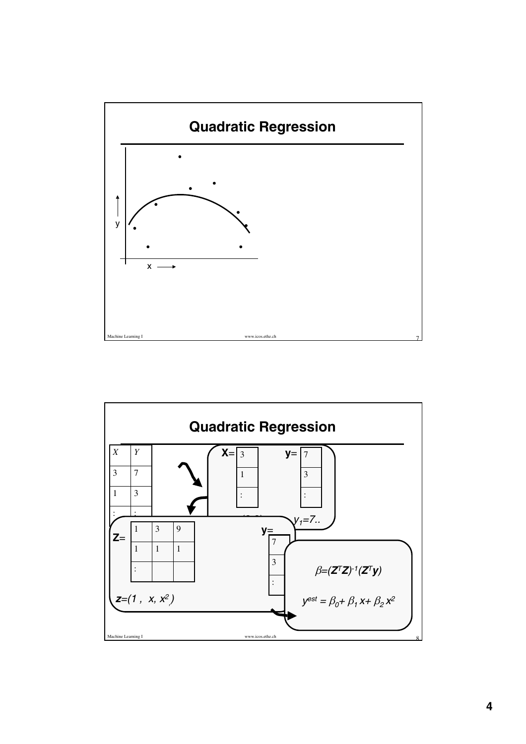## Quadratic Regression

y

x

## Quadratic Regression

| X | Y |
|---|---|
| 3 | 7 |
| 1 | 3 |
| : | : |

**X**= 

| 3 |
|---|
| 1 |
| : |

**y**= 

| 7 |
|---|
| 3 |
| : |

$y_1=7$..

**Z**=

| 1 | 3 | 9 |
|---|---|---|
| 1 | 1 | 1 |
| : | | |

**y**=

| 7 |
|---|
| 3 |
| : |

$\boldsymbol{z}=(1,\ x,\ x^2)$

$\beta=(\boldsymbol{Z}^T\boldsymbol{Z})^{-1}(\boldsymbol{Z}^T\boldsymbol{y})$

$y^{est} = \beta_0 + \beta_1 x + \beta_2 x^2$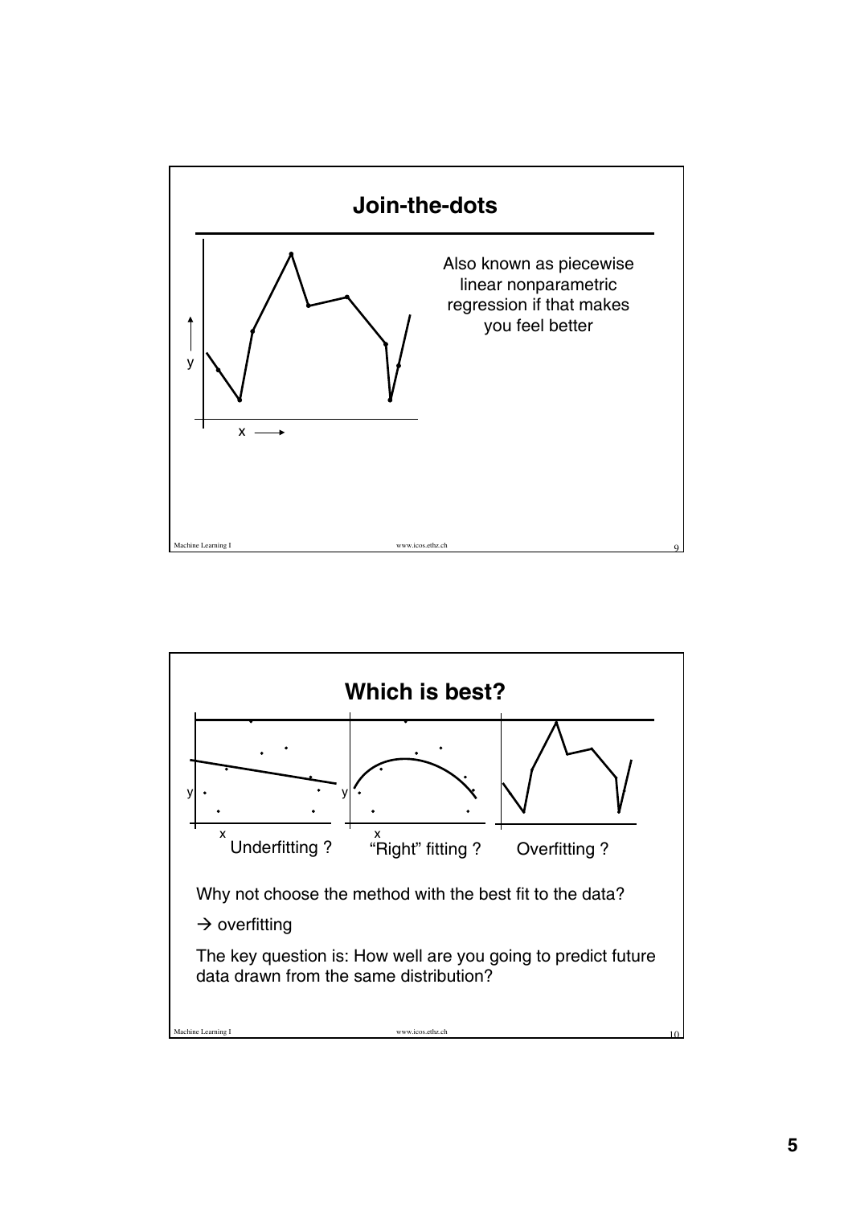## Join-the-dots

Also known as piecewise linear nonparametric regression if that makes you feel better

## Which is best?

Underfitting ? "Right" fitting ? Overfitting ?

Why not choose the method with the best fit to the data?

→ overfitting

The key question is: How well are you going to predict future data drawn from the same distribution?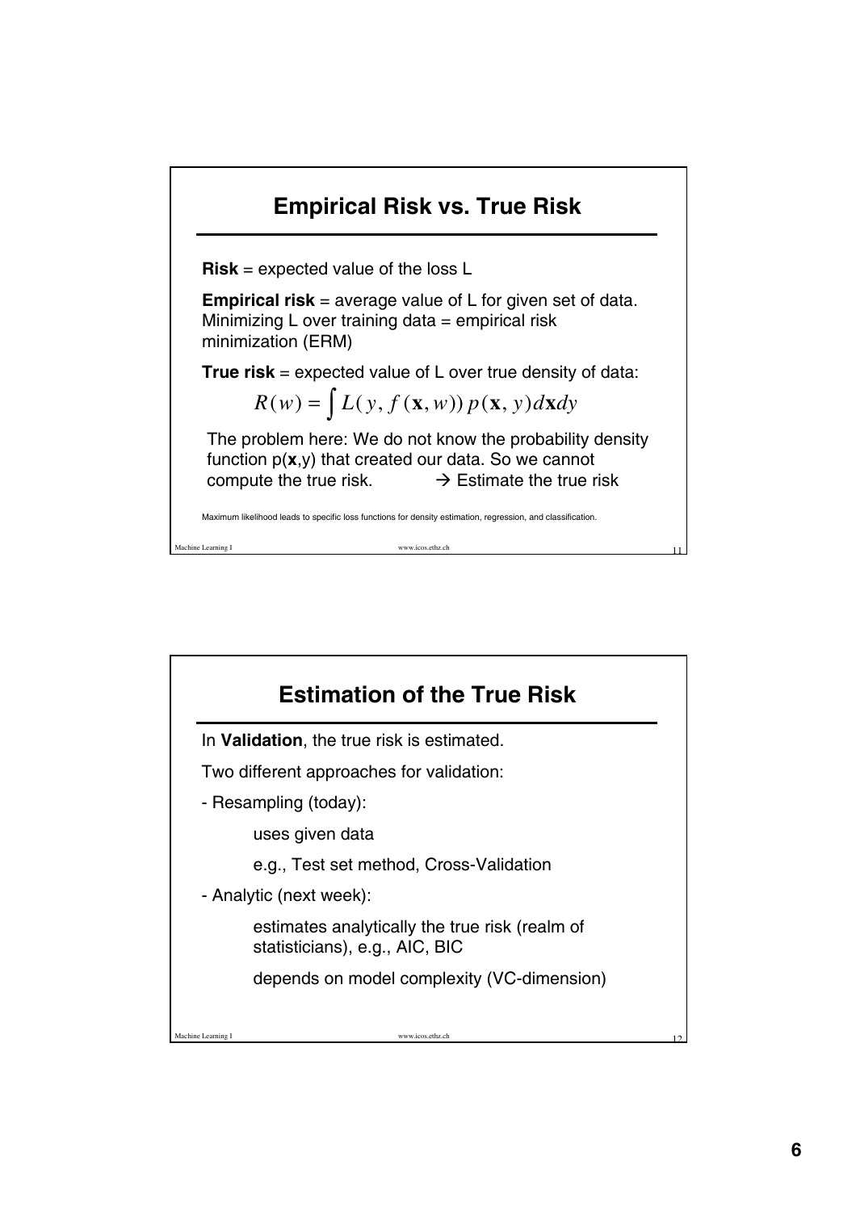## Empirical Risk vs. True Risk

**Risk** = expected value of the loss L

**Empirical risk** = average value of L for given set of data. Minimizing L over training data = empirical risk minimization (ERM)

**True risk** = expected value of L over true density of data:

$$R(w) = \int L(y, f(\mathbf{x}, w))\, p(\mathbf{x}, y)\, d\mathbf{x}\, dy$$

The problem here: We do not know the probability density function p(**x**,y) that created our data. So we cannot compute the true risk. → Estimate the true risk

Maximum likelihood leads to specific loss functions for density estimation, regression, and classification.

## Estimation of the True Risk

In **Validation**, the true risk is estimated.

Two different approaches for validation:

- Resampling (today):
  - uses given data
  - e.g., Test set method, Cross-Validation
- Analytic (next week):
  - estimates analytically the true risk (realm of statisticians), e.g., AIC, BIC
  - depends on model complexity (VC-dimension)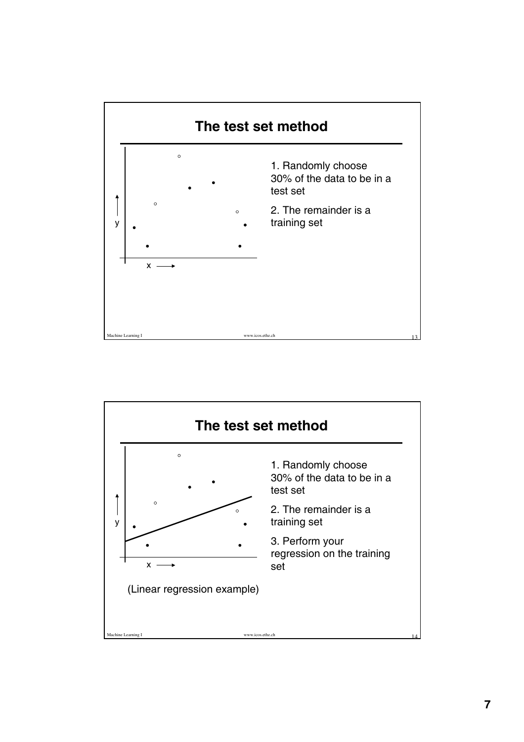## The test set method

x →

y ↑

1. Randomly choose 30% of the data to be in a test set
2. The remainder is a training set

## The test set method

x →

y ↑

(Linear regression example)

1. Randomly choose 30% of the data to be in a test set
2. The remainder is a training set
3. Perform your regression on the training set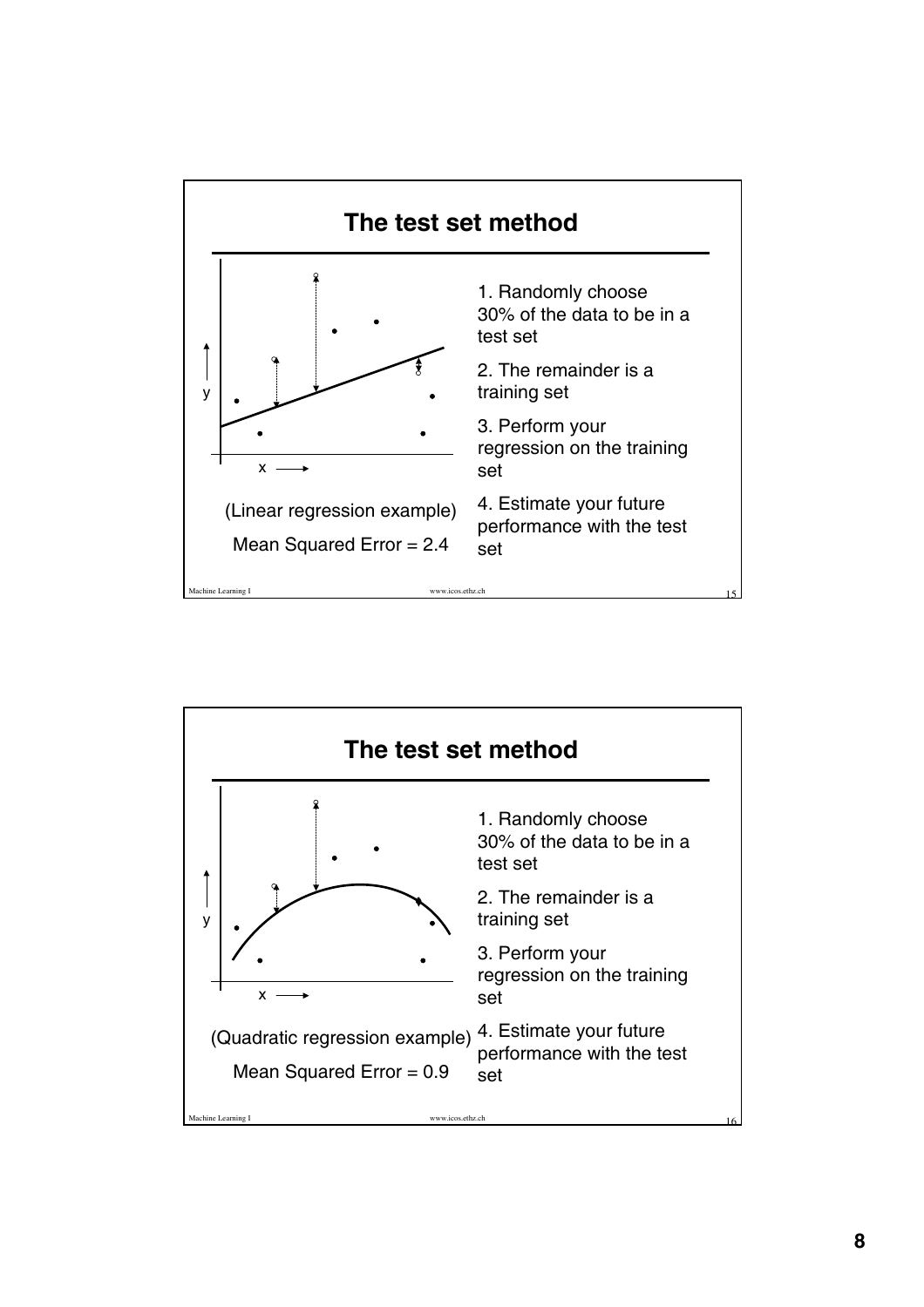## The test set method

(Linear regression example)

Mean Squared Error = 2.4

1. Randomly choose 30% of the data to be in a test set
2. The remainder is a training set
3. Perform your regression on the training set
4. Estimate your future performance with the test set

## The test set method

(Quadratic regression example)

Mean Squared Error = 0.9

1. Randomly choose 30% of the data to be in a test set
2. The remainder is a training set
3. Perform your regression on the training set
4. Estimate your future performance with the test set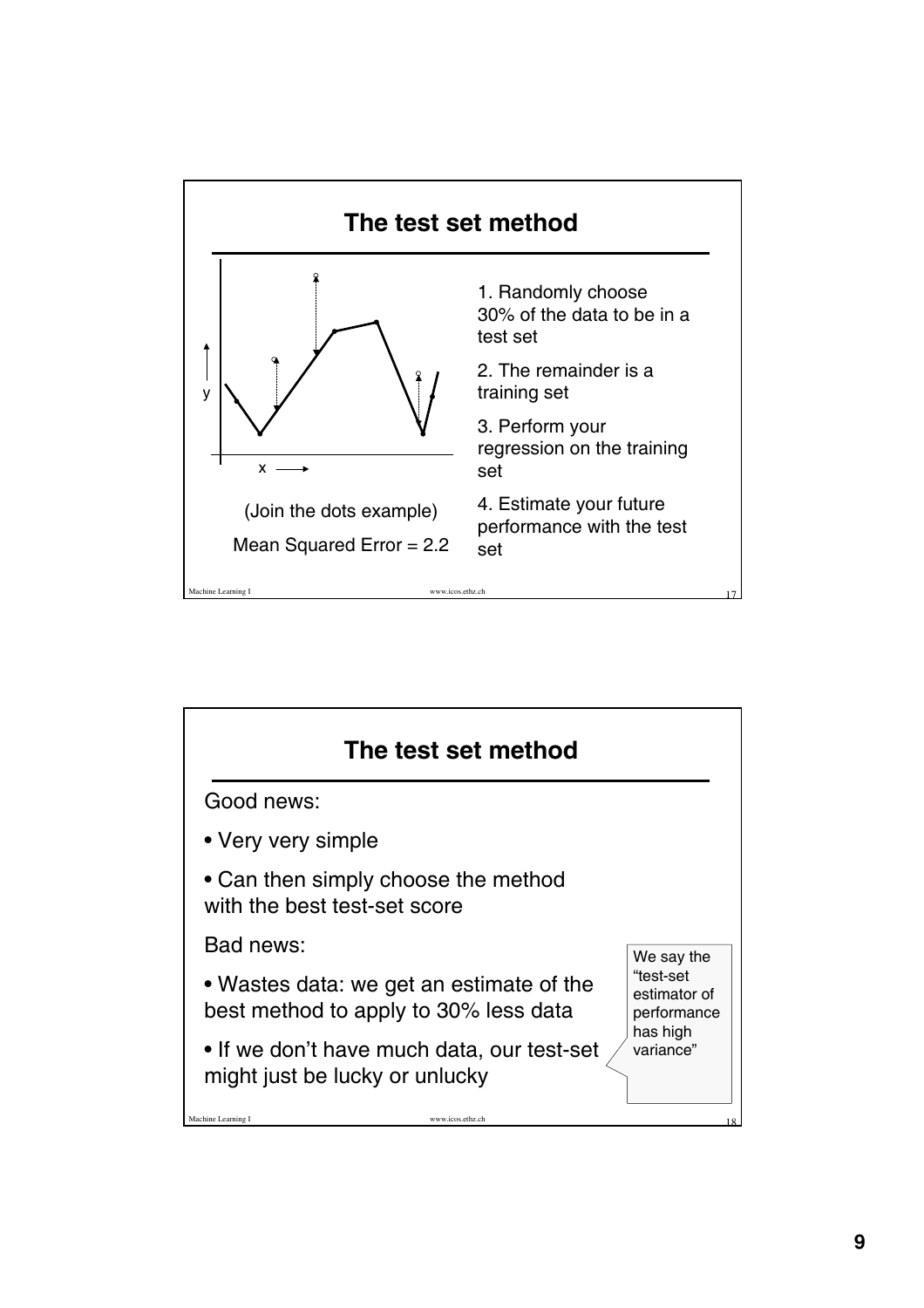## The test set method

y

x

(Join the dots example)

Mean Squared Error = 2.2

1. Randomly choose 30% of the data to be in a test set
2. The remainder is a training set
3. Perform your regression on the training set
4. Estimate your future performance with the test set

## The test set method

Good news:

- Very very simple
- Can then simply choose the method with the best test-set score

Bad news:

- Wastes data: we get an estimate of the best method to apply to 30% less data
- If we don't have much data, our test-set might just be lucky or unlucky

We say the "test-set estimator of performance has high variance"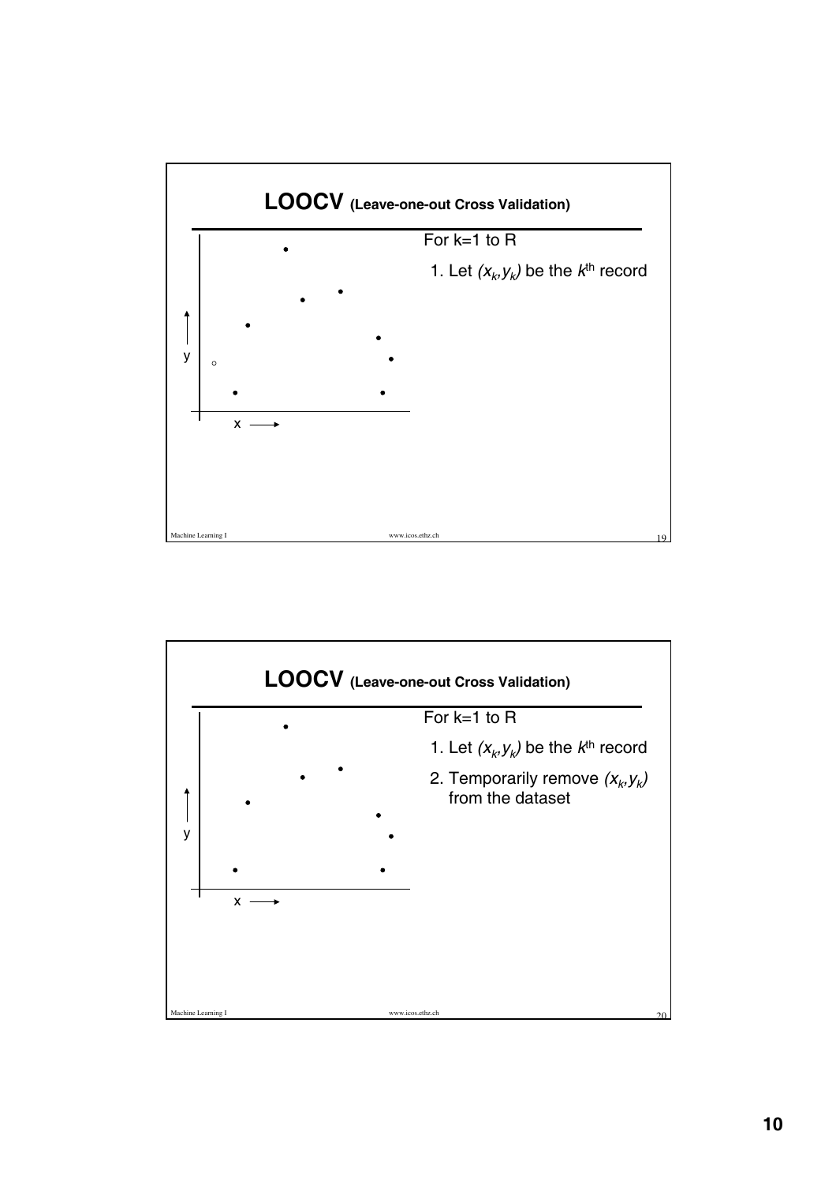## LOOCV (Leave-one-out Cross Validation)

For k=1 to R

1. Let $(x_k, y_k)$ be the $k^{th}$ record

y

x

## LOOCV (Leave-one-out Cross Validation)

For k=1 to R

1. Let $(x_k, y_k)$ be the $k^{th}$ record
2. Temporarily remove $(x_k, y_k)$ from the dataset

y

x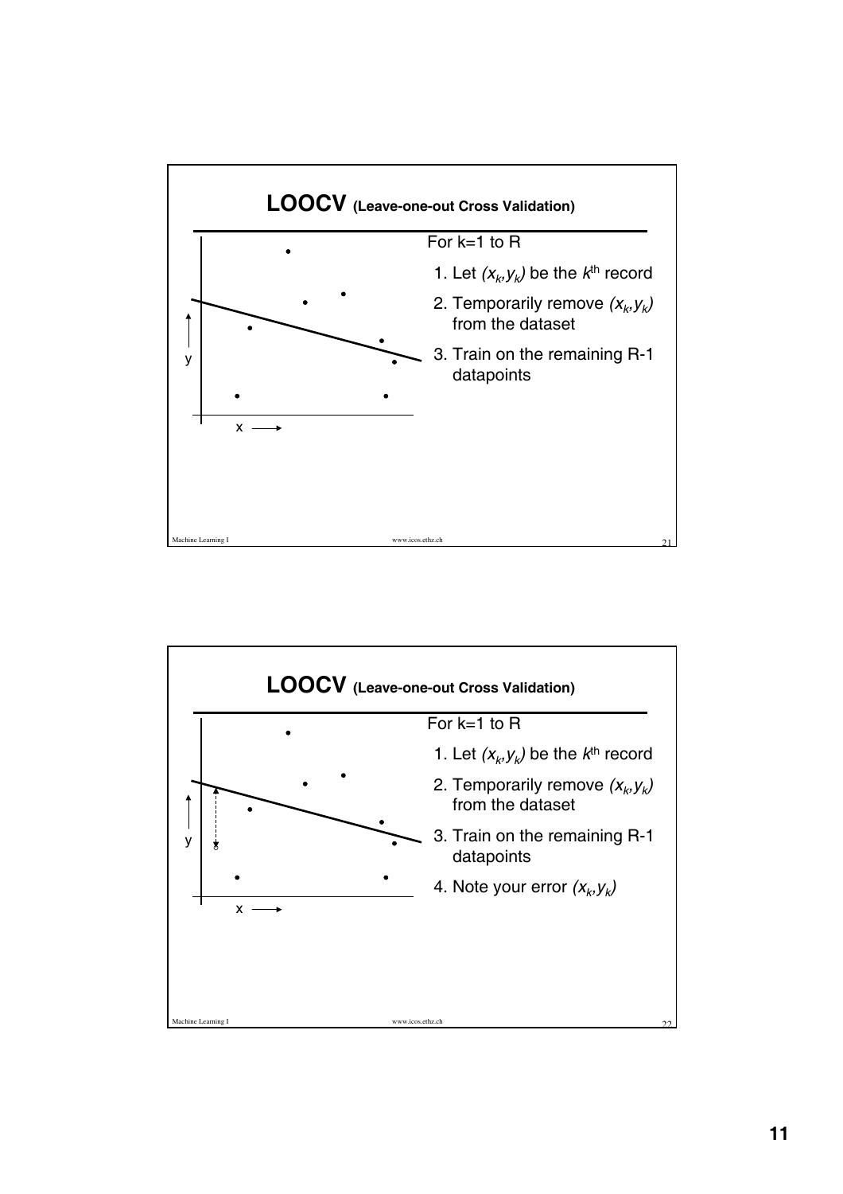## LOOCV (Leave-one-out Cross Validation)

y

x

For k=1 to R

1. Let $(x_k,y_k)$ be the $k^{th}$ record
2. Temporarily remove $(x_k,y_k)$ from the dataset
3. Train on the remaining R-1 datapoints

## LOOCV (Leave-one-out Cross Validation)

y

x

For k=1 to R

1. Let $(x_k,y_k)$ be the $k^{th}$ record
2. Temporarily remove $(x_k,y_k)$ from the dataset
3. Train on the remaining R-1 datapoints
4. Note your error $(x_k,y_k)$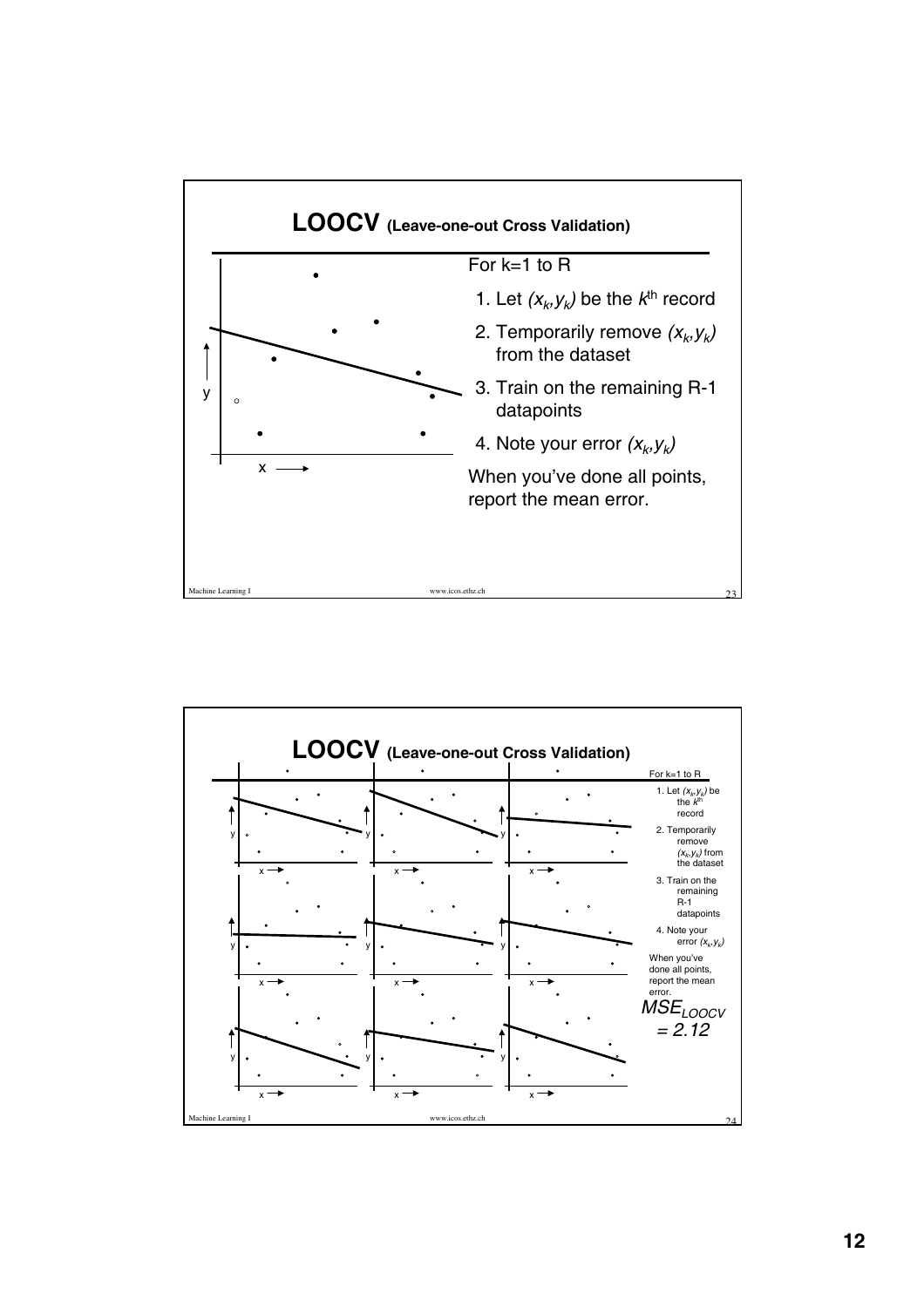## LOOCV (Leave-one-out Cross Validation)

For k=1 to R

1. Let $(x_k, y_k)$ be the $k^{\text{th}}$ record
2. Temporarily remove $(x_k, y_k)$ from the dataset
3. Train on the remaining R-1 datapoints
4. Note your error $(x_k, y_k)$

When you've done all points, report the mean error.

## LOOCV (Leave-one-out Cross Validation)

For k=1 to R

1. Let $(x_k, y_k)$ be the $k^{\text{th}}$ record
2. Temporarily remove $(x_k, y_k)$ from the dataset
3. Train on the remaining R-1 datapoints
4. Note your error $(x_k, y_k)$

When you've done all points, report the mean error.

$$MSE_{LOOCV} = 2.12$$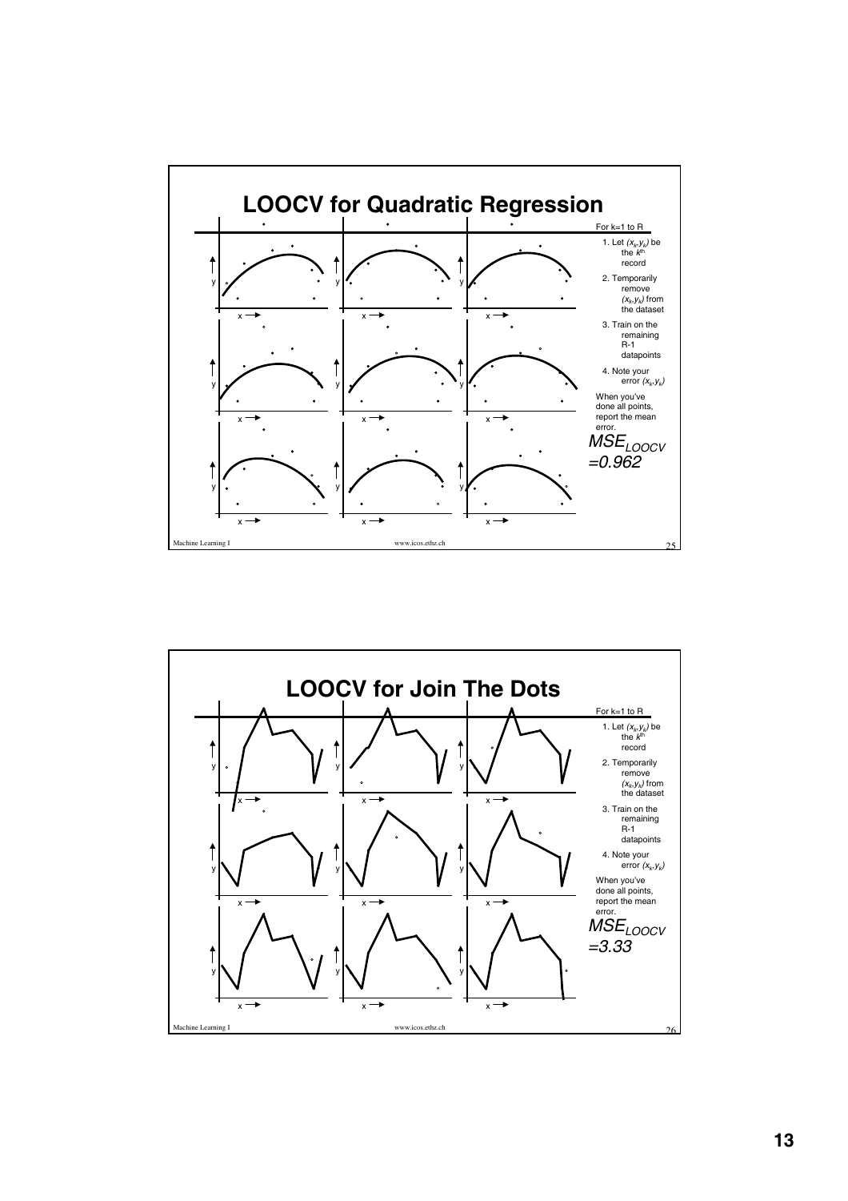# LOOCV for Quadratic Regression

For k=1 to R

1. Let $(x_k, y_k)$ be the $k^{th}$ record
2. Temporarily remove $(x_k, y_k)$ from the dataset
3. Train on the remaining R-1 datapoints
4. Note your error $(x_k, y_k)$

When you've done all points, report the mean error.

$MSE_{LOOCV}$ $=0.962$

# LOOCV for Join The Dots

For k=1 to R

1. Let $(x_k, y_k)$ be the $k^{th}$ record
2. Temporarily remove $(x_k, y_k)$ from the dataset
3. Train on the remaining R-1 datapoints
4. Note your error $(x_k, y_k)$

When you've done all points, report the mean error.

$MSE_{LOOCV}$ $=3.33$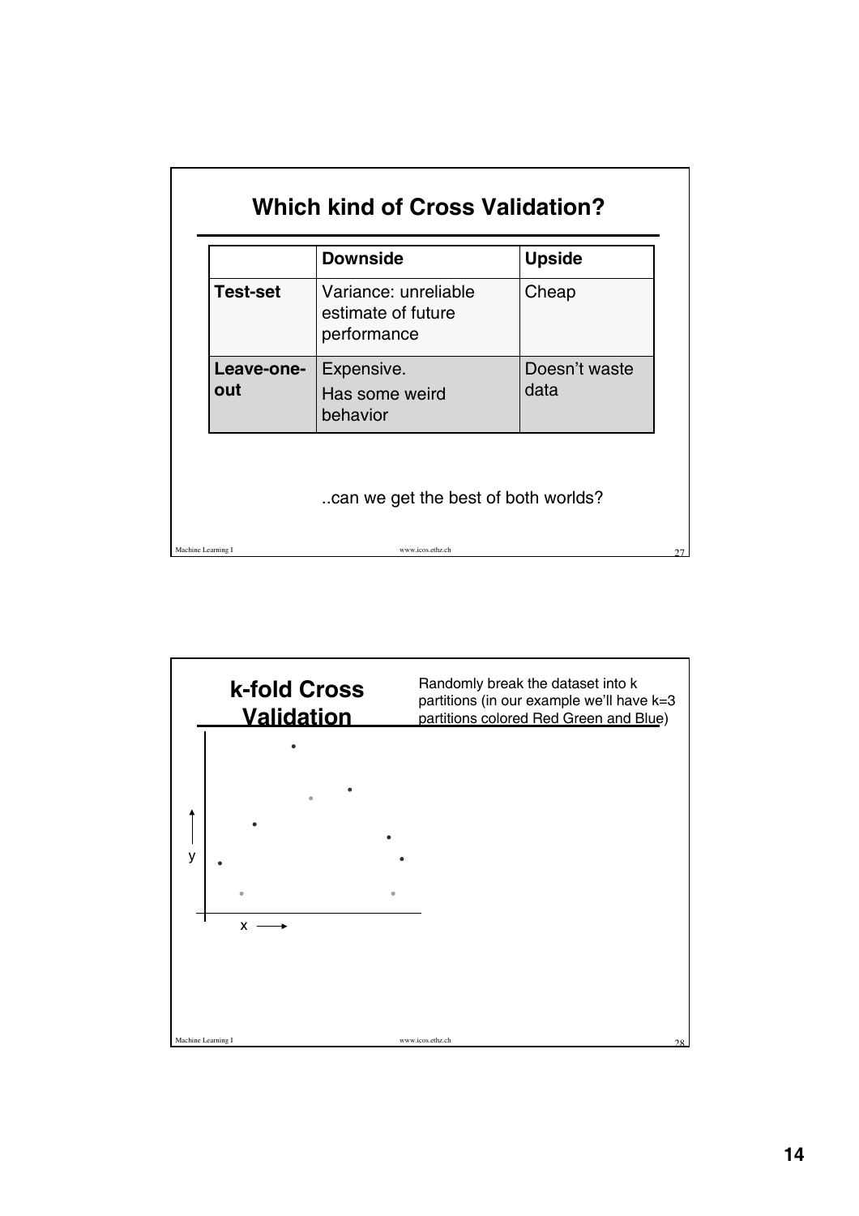## Which kind of Cross Validation?

| | **Downside** | **Upside** |
|---|---|---|
| **Test-set** | Variance: unreliable estimate of future performance | Cheap |
| **Leave-one-out** | Expensive. Has some weird behavior | Doesn't waste data |

..can we get the best of both worlds?

## k-fold Cross Validation

Randomly break the dataset into k partitions (in our example we'll have k=3 partitions colored Red Green and Blue)

y

x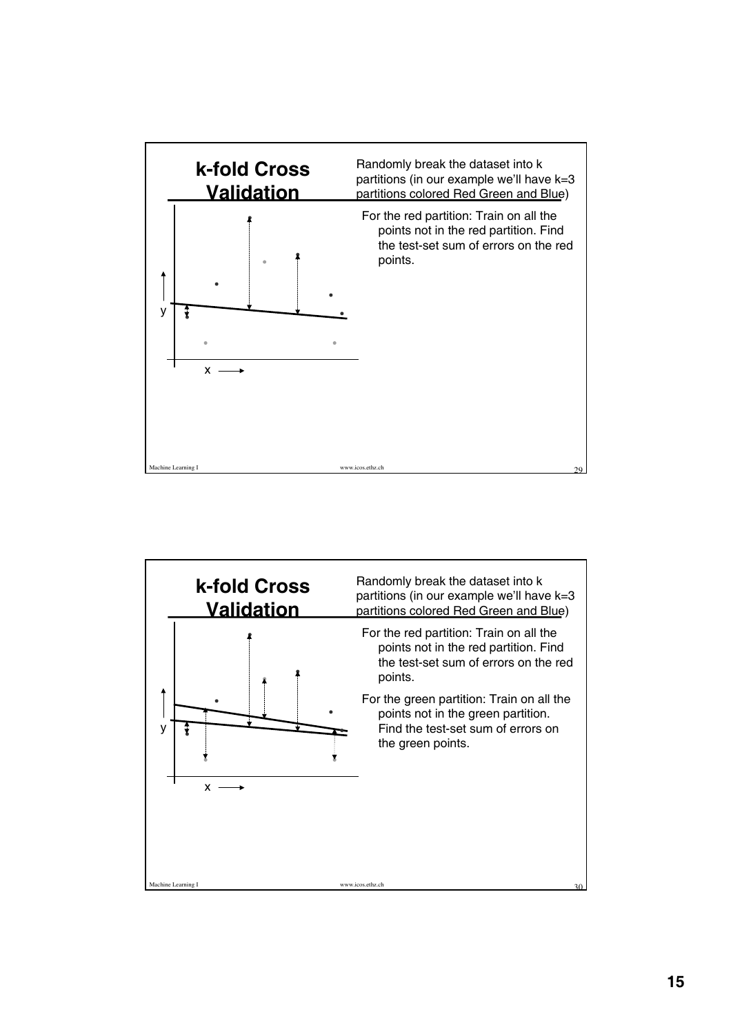## k-fold Cross Validation

Randomly break the dataset into k partitions (in our example we'll have k=3 partitions colored Red Green and Blue)

- For the red partition: Train on all the points not in the red partition. Find the test-set sum of errors on the red points.

y

x

## k-fold Cross Validation

Randomly break the dataset into k partitions (in our example we'll have k=3 partitions colored Red Green and Blue)

- For the red partition: Train on all the points not in the red partition. Find the test-set sum of errors on the red points.
- For the green partition: Train on all the points not in the green partition. Find the test-set sum of errors on the green points.

y

x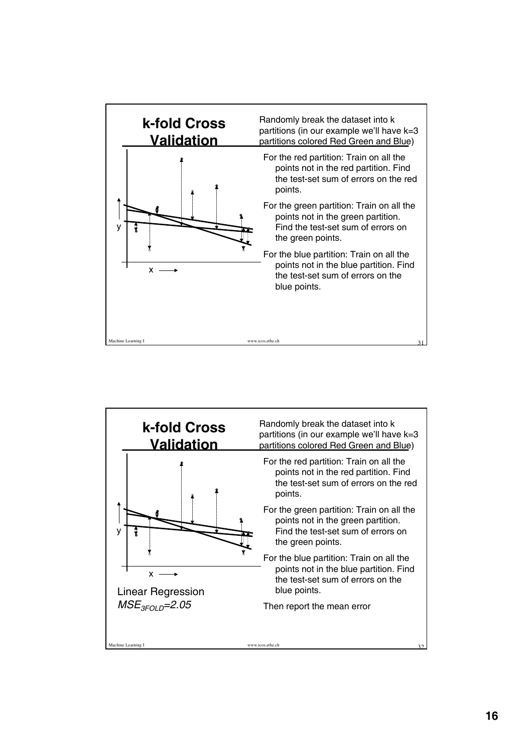## k-fold Cross Validation

Randomly break the dataset into k partitions (in our example we'll have k=3 partitions colored Red Green and Blue)

- For the red partition: Train on all the points not in the red partition. Find the test-set sum of errors on the red points.
- For the green partition: Train on all the points not in the green partition. Find the test-set sum of errors on the green points.
- For the blue partition: Train on all the points not in the blue partition. Find the test-set sum of errors on the blue points.

## k-fold Cross Validation

Randomly break the dataset into k partitions (in our example we'll have k=3 partitions colored Red Green and Blue)

- For the red partition: Train on all the points not in the red partition. Find the test-set sum of errors on the red points.
- For the green partition: Train on all the points not in the green partition. Find the test-set sum of errors on the green points.
- For the blue partition: Train on all the points not in the blue partition. Find the test-set sum of errors on the blue points.

Then report the mean error

Linear Regression
$MSE_{3FOLD}=2.05$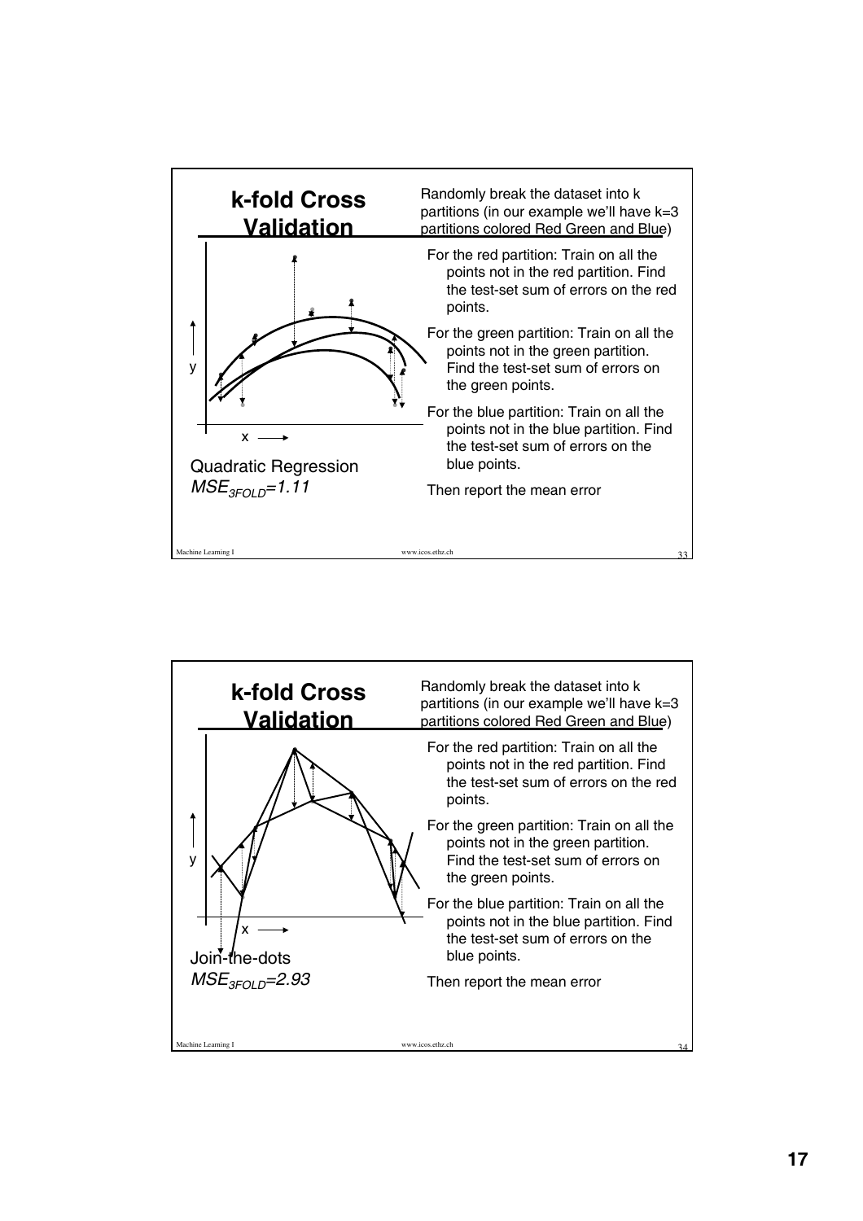## k-fold Cross Validation

y

x

Quadratic Regression
$MSE_{3FOLD}=1.11$

Randomly break the dataset into k partitions (in our example we'll have k=3 partitions colored Red Green and Blue)

- For the red partition: Train on all the points not in the red partition. Find the test-set sum of errors on the red points.
- For the green partition: Train on all the points not in the green partition. Find the test-set sum of errors on the green points.
- For the blue partition: Train on all the points not in the blue partition. Find the test-set sum of errors on the blue points.

Then report the mean error

## k-fold Cross Validation

y

x

Join-the-dots
$MSE_{3FOLD}=2.93$

Randomly break the dataset into k partitions (in our example we'll have k=3 partitions colored Red Green and Blue)

- For the red partition: Train on all the points not in the red partition. Find the test-set sum of errors on the red points.
- For the green partition: Train on all the points not in the green partition. Find the test-set sum of errors on the green points.
- For the blue partition: Train on all the points not in the blue partition. Find the test-set sum of errors on the blue points.

Then report the mean error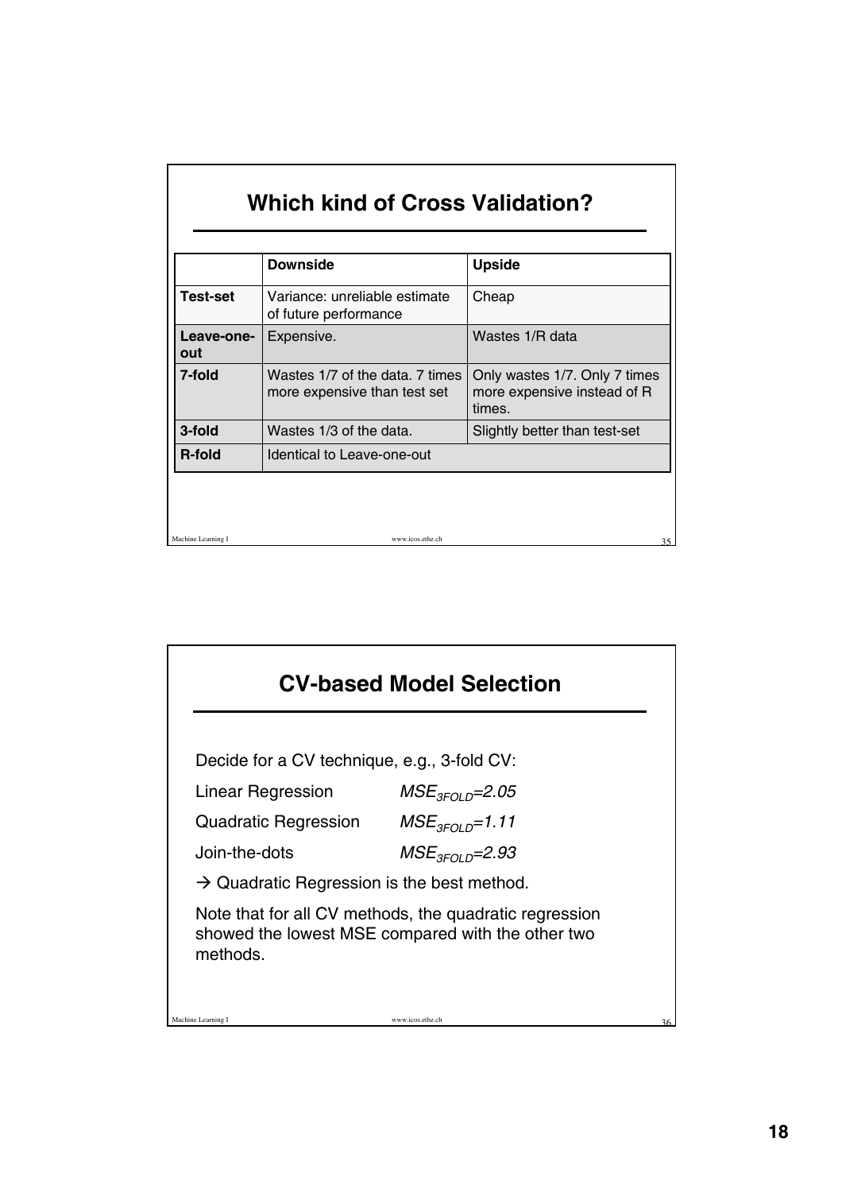## Which kind of Cross Validation?

| | Downside | Upside |
|---|---|---|
| **Test-set** | Variance: unreliable estimate of future performance | Cheap |
| **Leave-one-out** | Expensive. | Wastes 1/R data |
| **7-fold** | Wastes 1/7 of the data. 7 times more expensive than test set | Only wastes 1/7. Only 7 times more expensive instead of R times. |
| **3-fold** | Wastes 1/3 of the data. | Slightly better than test-set |
| **R-fold** | Identical to Leave-one-out | |

## CV-based Model Selection

Decide for a CV technique, e.g., 3-fold CV:

Linear Regression $MSE_{3FOLD}=2.05$

Quadratic Regression $MSE_{3FOLD}=1.11$

Join-the-dots $MSE_{3FOLD}=2.93$

→ Quadratic Regression is the best method.

Note that for all CV methods, the quadratic regression showed the lowest MSE compared with the other two methods.